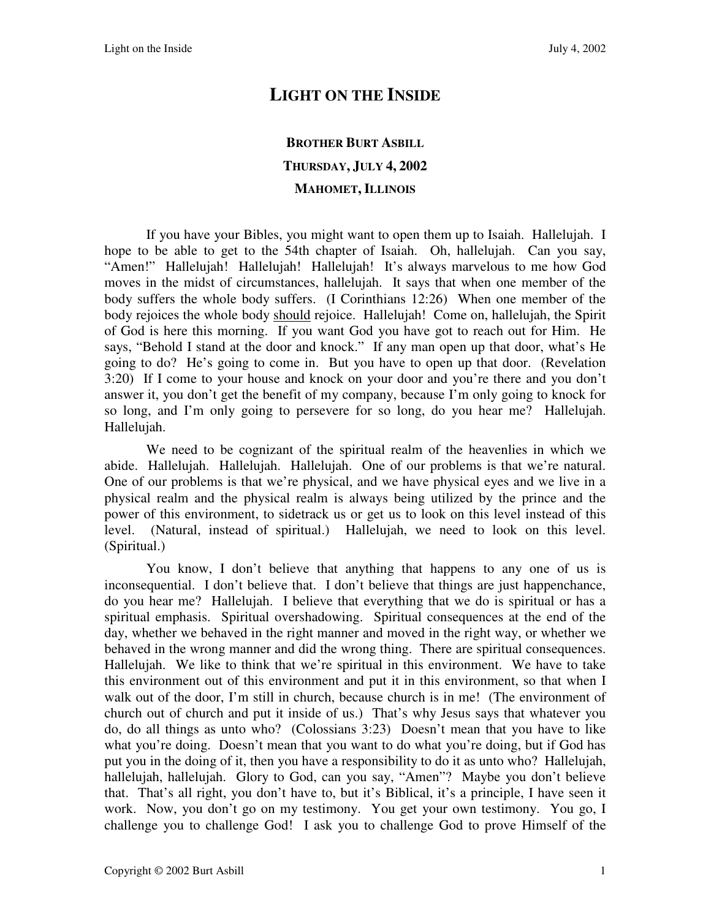# LIGHT ON THE INSIDE

### BROTHER BURT ASBILL

### THURSDAY, JULY 4, 2002

### MAHOMET, ILLINOIS

If you have your Bibles, you might want to open them up to Isaiah. Hallelujah. I hope to be able to get to the 54th chapter of Isaiah. Oh, hallelujah. Can you say, "Amen!" Hallelujah! Hallelujah! Hallelujah! It's always marvelous to me how God moves in the midst of circumstances, hallelujah. It says that when one member of the body suffers the whole body suffers. (I Corinthians 12:26) When one member of the body rejoices the whole body <u>should</u> rejoice. Hallelujah! Come on, hallelujah, the Spirit of God is here this morning. If you want God you have got to reach out for Him. He says, "Behold I stand at the door and knock." If any man open up that door, what's He going to do? He's going to come in. But you have to open up that door. (Revelation 3:20) If I come to your house and knock on your door and you're there and you don't answer it, you don't get the benefit of my company, because I'm only going to knock for so long, and I'm only going to persevere for so long, do you hear me? Hallelujah. Hallelujah.

We need to be cognizant of the spiritual realm of the heavenlies in which we abide. Hallelujah. Hallelujah. Hallelujah. One of our problems is that we're natural. One of our problems is that we're physical, and we have physical eyes and we live in a physical realm and the physical realm is always being utilized by the prince and the power of this environment, to sidetrack us or get us to look on this level instead of this level. (Natural, instead of spiritual.) Hallelujah, we need to look on this level. (Spiritual.)

You know, I don't believe that anything that happens to any one of us is inconsequential. I don't believe that. I don't believe that things are just happenchance, do you hear me? Hallelujah. I believe that everything that we do is spiritual or has a spiritual emphasis. Spiritual overshadowing. Spiritual consequences at the end of the day, whether we behaved in the right manner and moved in the right way, or whether we behaved in the wrong manner and did the wrong thing. There are spiritual consequences. Hallelujah. We like to think that we're spiritual in this environment. We have to take this environment out of this environment and put it in this environment, so that when I walk out of the door, I'm still in church, because church is in me! (The environment of church out of church and put it inside of us.) That's why Jesus says that whatever you do, do all things as unto who? (Colossians 3:23) Doesn't mean that you have to like what you're doing. Doesn't mean that you want to do what you're doing, but if God has put you in the doing of it, then you have a responsibility to do it as unto who? Hallelujah, hallelujah, hallelujah. Glory to God, can you say, "Amen"? Maybe you don't believe that. That's all right, you don't have to, but it's Biblical, it's a principle, I have seen it work. Now, you don't go on my testimony. You get your own testimony. You go, I challenge you to challenge God! I ask you to challenge God to prove Himself of the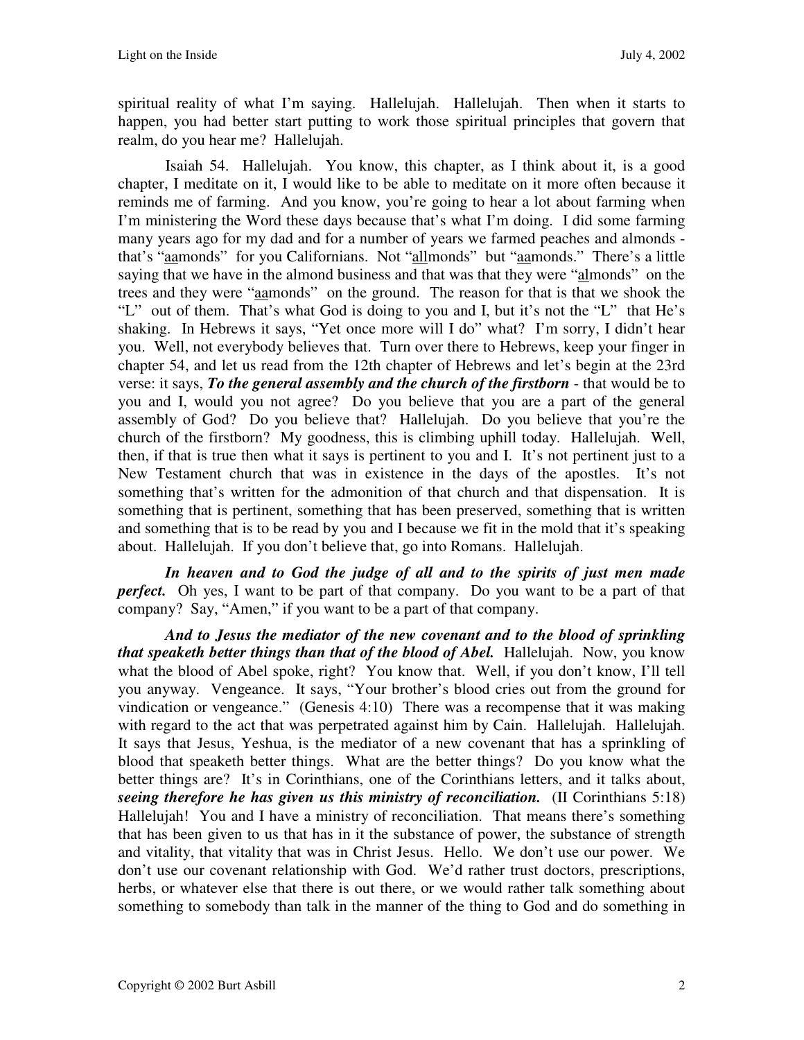spiritual reality of what I'm saying. Hallelujah. Hallelujah. Then when it starts to happen, you had better start putting to work those spiritual principles that govern that realm, do you hear me? Hallelujah.

Isaiah 54. Hallelujah. You know, this chapter, as I think about it, is a good chapter, I meditate on it, I would like to be able to meditate on it more often because it reminds me of farming. And you know, you're going to hear a lot about farming when I'm ministering the Word these days because that's what I'm doing. I did some farming many years ago for my dad and for a number of years we farmed peaches and almonds - that's "<u>aa</u>monds" for you Californians. Not "<u>all</u>monds" but "<u>aa</u>monds." There's a little saying that we have in the almond business and that was that they were "<u>al</u>monds" on the trees and they were "<u>aa</u>monds" on the ground. The reason for that is that we shook the "L" out of them. That's what God is doing to you and I, but it's not the "L" that He's shaking. In Hebrews it says, "Yet once more will I do" what? I'm sorry, I didn't hear you. Well, not everybody believes that. Turn over there to Hebrews, keep your finger in chapter 54, and let us read from the 12th chapter of Hebrews and let's begin at the 23rd verse: it says, ***To the general assembly and the church of the firstborn*** - that would be to you and I, would you not agree? Do you believe that you are a part of the general assembly of God? Do you believe that? Hallelujah. Do you believe that you're the church of the firstborn? My goodness, this is climbing uphill today. Hallelujah. Well, then, if that is true then what it says is pertinent to you and I. It's not pertinent just to a New Testament church that was in existence in the days of the apostles. It's not something that's written for the admonition of that church and that dispensation. It is something that is pertinent, something that has been preserved, something that is written and something that is to be read by you and I because we fit in the mold that it's speaking about. Hallelujah. If you don't believe that, go into Romans. Hallelujah.

***In heaven and to God the judge of all and to the spirits of just men made perfect.*** Oh yes, I want to be part of that company. Do you want to be a part of that company? Say, "Amen," if you want to be a part of that company.

***And to Jesus the mediator of the new covenant and to the blood of sprinkling that speaketh better things than that of the blood of Abel.*** Hallelujah. Now, you know what the blood of Abel spoke, right? You know that. Well, if you don't know, I'll tell you anyway. Vengeance. It says, "Your brother's blood cries out from the ground for vindication or vengeance." (Genesis 4:10) There was a recompense that it was making with regard to the act that was perpetrated against him by Cain. Hallelujah. Hallelujah. It says that Jesus, Yeshua, is the mediator of a new covenant that has a sprinkling of blood that speaketh better things. What are the better things? Do you know what the better things are? It's in Corinthians, one of the Corinthians letters, and it talks about, ***seeing therefore he has given us this ministry of reconciliation.*** (II Corinthians 5:18) Hallelujah! You and I have a ministry of reconciliation. That means there's something that has been given to us that has in it the substance of power, the substance of strength and vitality, that vitality that was in Christ Jesus. Hello. We don't use our power. We don't use our covenant relationship with God. We'd rather trust doctors, prescriptions, herbs, or whatever else that there is out there, or we would rather talk something about something to somebody than talk in the manner of the thing to God and do something in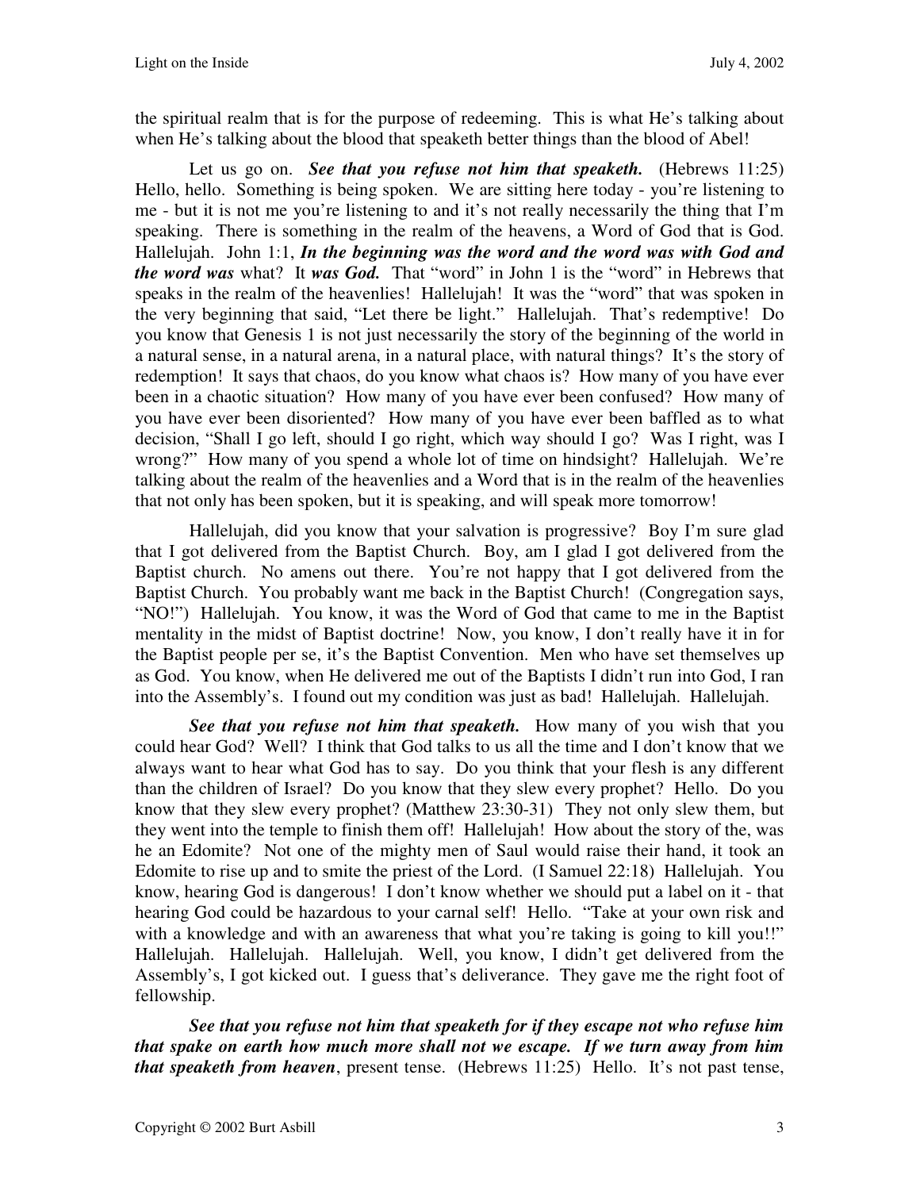the spiritual realm that is for the purpose of redeeming. This is what He's talking about when He's talking about the blood that speaketh better things than the blood of Abel!

Let us go on. ***See that you refuse not him that speaketh.*** (Hebrews 11:25) Hello, hello. Something is being spoken. We are sitting here today - you're listening to me - but it is not me you're listening to and it's not really necessarily the thing that I'm speaking. There is something in the realm of the heavens, a Word of God that is God. Hallelujah. John 1:1, ***In the beginning was the word and the word was with God and the word was*** what? It ***was God.*** That "word" in John 1 is the "word" in Hebrews that speaks in the realm of the heavenlies! Hallelujah! It was the "word" that was spoken in the very beginning that said, "Let there be light." Hallelujah. That's redemptive! Do you know that Genesis 1 is not just necessarily the story of the beginning of the world in a natural sense, in a natural arena, in a natural place, with natural things? It's the story of redemption! It says that chaos, do you know what chaos is? How many of you have ever been in a chaotic situation? How many of you have ever been confused? How many of you have ever been disoriented? How many of you have ever been baffled as to what decision, "Shall I go left, should I go right, which way should I go? Was I right, was I wrong?" How many of you spend a whole lot of time on hindsight? Hallelujah. We're talking about the realm of the heavenlies and a Word that is in the realm of the heavenlies that not only has been spoken, but it is speaking, and will speak more tomorrow!

Hallelujah, did you know that your salvation is progressive? Boy I'm sure glad that I got delivered from the Baptist Church. Boy, am I glad I got delivered from the Baptist church. No amens out there. You're not happy that I got delivered from the Baptist Church. You probably want me back in the Baptist Church! (Congregation says, "NO!") Hallelujah. You know, it was the Word of God that came to me in the Baptist mentality in the midst of Baptist doctrine! Now, you know, I don't really have it in for the Baptist people per se, it's the Baptist Convention. Men who have set themselves up as God. You know, when He delivered me out of the Baptists I didn't run into God, I ran into the Assembly's. I found out my condition was just as bad! Hallelujah. Hallelujah.

***See that you refuse not him that speaketh.*** How many of you wish that you could hear God? Well? I think that God talks to us all the time and I don't know that we always want to hear what God has to say. Do you think that your flesh is any different than the children of Israel? Do you know that they slew every prophet? Hello. Do you know that they slew every prophet? (Matthew 23:30-31) They not only slew them, but they went into the temple to finish them off! Hallelujah! How about the story of the, was he an Edomite? Not one of the mighty men of Saul would raise their hand, it took an Edomite to rise up and to smite the priest of the Lord. (I Samuel 22:18) Hallelujah. You know, hearing God is dangerous! I don't know whether we should put a label on it - that hearing God could be hazardous to your carnal self! Hello. "Take at your own risk and with a knowledge and with an awareness that what you're taking is going to kill you!!" Hallelujah. Hallelujah. Hallelujah. Well, you know, I didn't get delivered from the Assembly's, I got kicked out. I guess that's deliverance. They gave me the right foot of fellowship.

***See that you refuse not him that speaketh for if they escape not who refuse him that spake on earth how much more shall not we escape. If we turn away from him that speaketh from heaven***, present tense. (Hebrews 11:25) Hello. It's not past tense,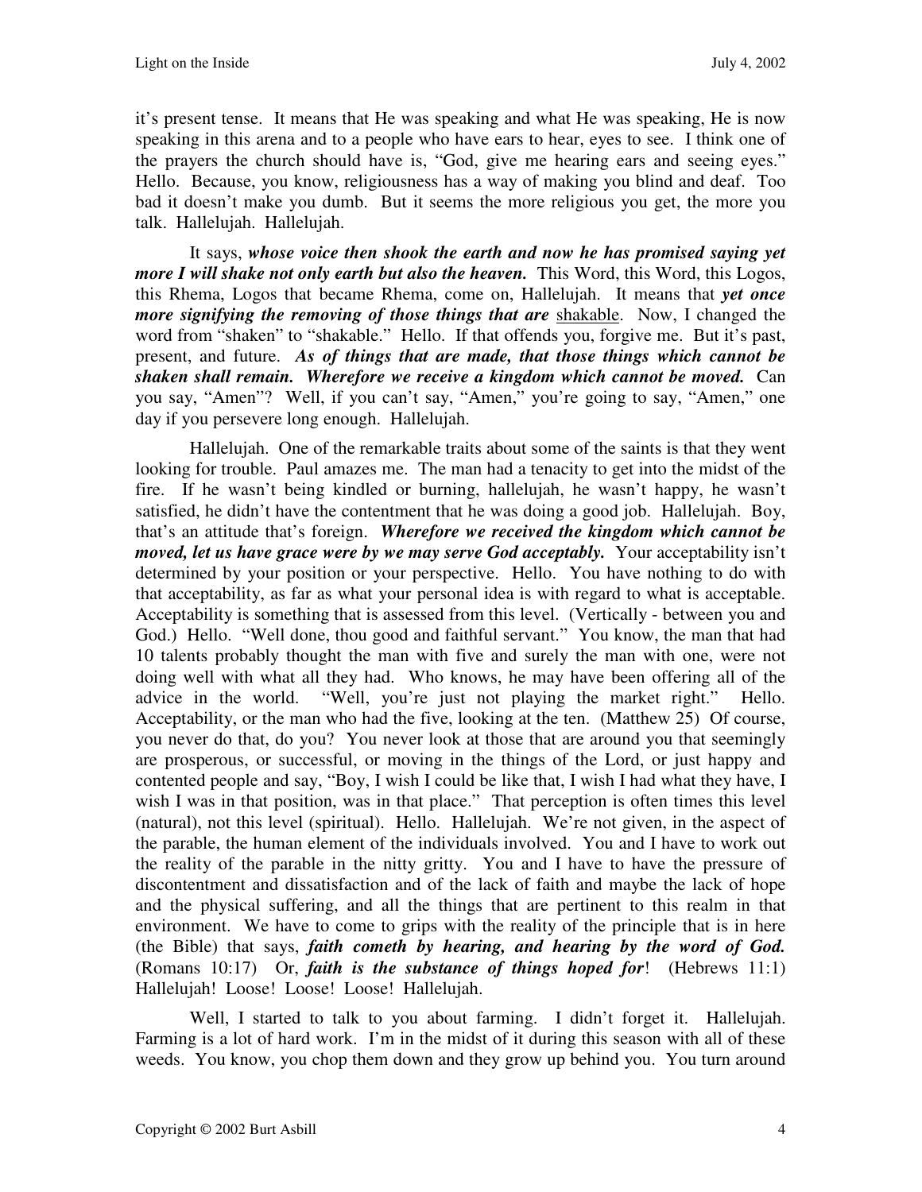it's present tense. It means that He was speaking and what He was speaking, He is now speaking in this arena and to a people who have ears to hear, eyes to see. I think one of the prayers the church should have is, "God, give me hearing ears and seeing eyes." Hello. Because, you know, religiousness has a way of making you blind and deaf. Too bad it doesn't make you dumb. But it seems the more religious you get, the more you talk. Hallelujah. Hallelujah.

It says, ***whose voice then shook the earth and now he has promised saying yet more I will shake not only earth but also the heaven.*** This Word, this Word, this Logos, this Rhema, Logos that became Rhema, come on, Hallelujah. It means that ***yet once more signifying the removing of those things that are*** <u>shakable</u>. Now, I changed the word from "shaken" to "shakable." Hello. If that offends you, forgive me. But it's past, present, and future. ***As of things that are made, that those things which cannot be shaken shall remain. Wherefore we receive a kingdom which cannot be moved.*** Can you say, "Amen"? Well, if you can't say, "Amen," you're going to say, "Amen," one day if you persevere long enough. Hallelujah.

Hallelujah. One of the remarkable traits about some of the saints is that they went looking for trouble. Paul amazes me. The man had a tenacity to get into the midst of the fire. If he wasn't being kindled or burning, hallelujah, he wasn't happy, he wasn't satisfied, he didn't have the contentment that he was doing a good job. Hallelujah. Boy, that's an attitude that's foreign. ***Wherefore we received the kingdom which cannot be moved, let us have grace were by we may serve God acceptably.*** Your acceptability isn't determined by your position or your perspective. Hello. You have nothing to do with that acceptability, as far as what your personal idea is with regard to what is acceptable. Acceptability is something that is assessed from this level. (Vertically - between you and God.) Hello. "Well done, thou good and faithful servant." You know, the man that had 10 talents probably thought the man with five and surely the man with one, were not doing well with what all they had. Who knows, he may have been offering all of the advice in the world. "Well, you're just not playing the market right." Hello. Acceptability, or the man who had the five, looking at the ten. (Matthew 25) Of course, you never do that, do you? You never look at those that are around you that seemingly are prosperous, or successful, or moving in the things of the Lord, or just happy and contented people and say, "Boy, I wish I could be like that, I wish I had what they have, I wish I was in that position, was in that place." That perception is often times this level (natural), not this level (spiritual). Hello. Hallelujah. We're not given, in the aspect of the parable, the human element of the individuals involved. You and I have to work out the reality of the parable in the nitty gritty. You and I have to have the pressure of discontentment and dissatisfaction and of the lack of faith and maybe the lack of hope and the physical suffering, and all the things that are pertinent to this realm in that environment. We have to come to grips with the reality of the principle that is in here (the Bible) that says, ***faith cometh by hearing, and hearing by the word of God.*** (Romans 10:17) Or, ***faith is the substance of things hoped for***! (Hebrews 11:1) Hallelujah! Loose! Loose! Loose! Hallelujah.

Well, I started to talk to you about farming. I didn't forget it. Hallelujah. Farming is a lot of hard work. I'm in the midst of it during this season with all of these weeds. You know, you chop them down and they grow up behind you. You turn around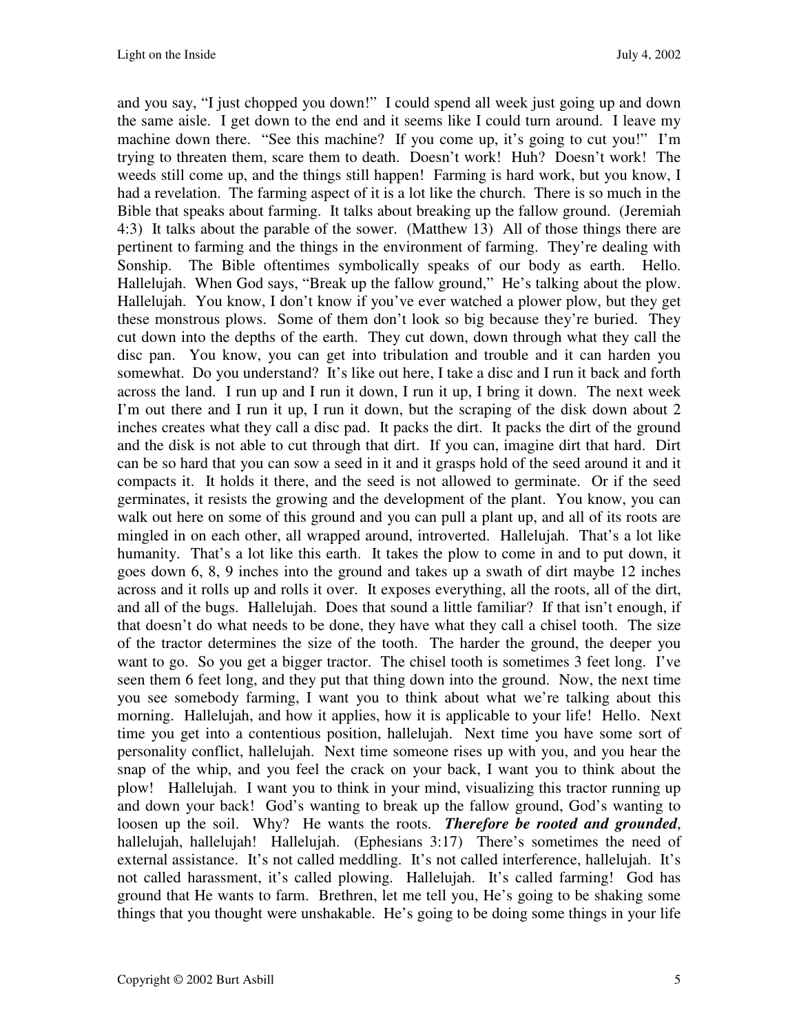and you say, "I just chopped you down!" I could spend all week just going up and down the same aisle. I get down to the end and it seems like I could turn around. I leave my machine down there. "See this machine? If you come up, it's going to cut you!" I'm trying to threaten them, scare them to death. Doesn't work! Huh? Doesn't work! The weeds still come up, and the things still happen! Farming is hard work, but you know, I had a revelation. The farming aspect of it is a lot like the church. There is so much in the Bible that speaks about farming. It talks about breaking up the fallow ground. (Jeremiah 4:3) It talks about the parable of the sower. (Matthew 13) All of those things there are pertinent to farming and the things in the environment of farming. They're dealing with Sonship. The Bible oftentimes symbolically speaks of our body as earth. Hello. Hallelujah. When God says, "Break up the fallow ground," He's talking about the plow. Hallelujah. You know, I don't know if you've ever watched a plower plow, but they get these monstrous plows. Some of them don't look so big because they're buried. They cut down into the depths of the earth. They cut down, down through what they call the disc pan. You know, you can get into tribulation and trouble and it can harden you somewhat. Do you understand? It's like out here, I take a disc and I run it back and forth across the land. I run up and I run it down, I run it up, I bring it down. The next week I'm out there and I run it up, I run it down, but the scraping of the disk down about 2 inches creates what they call a disc pad. It packs the dirt. It packs the dirt of the ground and the disk is not able to cut through that dirt. If you can, imagine dirt that hard. Dirt can be so hard that you can sow a seed in it and it grasps hold of the seed around it and it compacts it. It holds it there, and the seed is not allowed to germinate. Or if the seed germinates, it resists the growing and the development of the plant. You know, you can walk out here on some of this ground and you can pull a plant up, and all of its roots are mingled in on each other, all wrapped around, introverted. Hallelujah. That's a lot like humanity. That's a lot like this earth. It takes the plow to come in and to put down, it goes down 6, 8, 9 inches into the ground and takes up a swath of dirt maybe 12 inches across and it rolls up and rolls it over. It exposes everything, all the roots, all of the dirt, and all of the bugs. Hallelujah. Does that sound a little familiar? If that isn't enough, if that doesn't do what needs to be done, they have what they call a chisel tooth. The size of the tractor determines the size of the tooth. The harder the ground, the deeper you want to go. So you get a bigger tractor. The chisel tooth is sometimes 3 feet long. I've seen them 6 feet long, and they put that thing down into the ground. Now, the next time you see somebody farming, I want you to think about what we're talking about this morning. Hallelujah, and how it applies, how it is applicable to your life! Hello. Next time you get into a contentious position, hallelujah. Next time you have some sort of personality conflict, hallelujah. Next time someone rises up with you, and you hear the snap of the whip, and you feel the crack on your back, I want you to think about the plow! Hallelujah. I want you to think in your mind, visualizing this tractor running up and down your back! God's wanting to break up the fallow ground, God's wanting to loosen up the soil. Why? He wants the roots. ***Therefore be rooted and grounded***, hallelujah, hallelujah! Hallelujah. (Ephesians 3:17) There's sometimes the need of external assistance. It's not called meddling. It's not called interference, hallelujah. It's not called harassment, it's called plowing. Hallelujah. It's called farming! God has ground that He wants to farm. Brethren, let me tell you, He's going to be shaking some things that you thought were unshakable. He's going to be doing some things in your life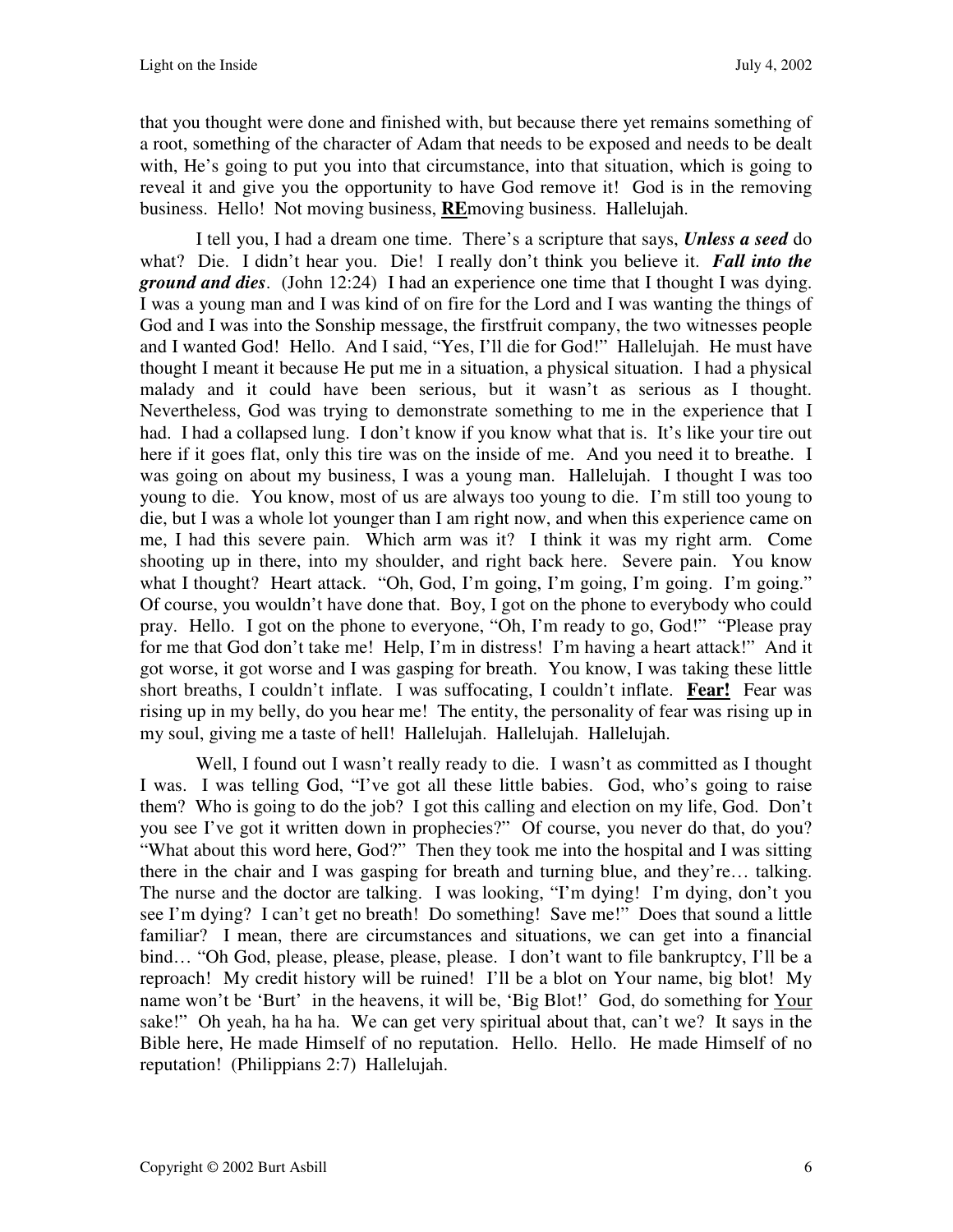that you thought were done and finished with, but because there yet remains something of a root, something of the character of Adam that needs to be exposed and needs to be dealt with, He's going to put you into that circumstance, into that situation, which is going to reveal it and give you the opportunity to have God remove it! God is in the removing business. Hello! Not moving business, **<u>RE</u>**moving business. Hallelujah.

I tell you, I had a dream one time. There's a scripture that says, ***Unless a seed*** do what? Die. I didn't hear you. Die! I really don't think you believe it. ***Fall into the ground and dies***. (John 12:24) I had an experience one time that I thought I was dying. I was a young man and I was kind of on fire for the Lord and I was wanting the things of God and I was into the Sonship message, the firstfruit company, the two witnesses people and I wanted God! Hello. And I said, "Yes, I'll die for God!" Hallelujah. He must have thought I meant it because He put me in a situation, a physical situation. I had a physical malady and it could have been serious, but it wasn't as serious as I thought. Nevertheless, God was trying to demonstrate something to me in the experience that I had. I had a collapsed lung. I don't know if you know what that is. It's like your tire out here if it goes flat, only this tire was on the inside of me. And you need it to breathe. I was going on about my business, I was a young man. Hallelujah. I thought I was too young to die. You know, most of us are always too young to die. I'm still too young to die, but I was a whole lot younger than I am right now, and when this experience came on me, I had this severe pain. Which arm was it? I think it was my right arm. Come shooting up in there, into my shoulder, and right back here. Severe pain. You know what I thought? Heart attack. "Oh, God, I'm going, I'm going, I'm going. I'm going." Of course, you wouldn't have done that. Boy, I got on the phone to everybody who could pray. Hello. I got on the phone to everyone, "Oh, I'm ready to go, God!" "Please pray for me that God don't take me! Help, I'm in distress! I'm having a heart attack!" And it got worse, it got worse and I was gasping for breath. You know, I was taking these little short breaths, I couldn't inflate. I was suffocating, I couldn't inflate. **<u>Fear!</u>** Fear was rising up in my belly, do you hear me! The entity, the personality of fear was rising up in my soul, giving me a taste of hell! Hallelujah. Hallelujah. Hallelujah.

Well, I found out I wasn't really ready to die. I wasn't as committed as I thought I was. I was telling God, "I've got all these little babies. God, who's going to raise them? Who is going to do the job? I got this calling and election on my life, God. Don't you see I've got it written down in prophecies?" Of course, you never do that, do you? "What about this word here, God?" Then they took me into the hospital and I was sitting there in the chair and I was gasping for breath and turning blue, and they're… talking. The nurse and the doctor are talking. I was looking, "I'm dying! I'm dying, don't you see I'm dying? I can't get no breath! Do something! Save me!" Does that sound a little familiar? I mean, there are circumstances and situations, we can get into a financial bind… "Oh God, please, please, please, please. I don't want to file bankruptcy, I'll be a reproach! My credit history will be ruined! I'll be a blot on Your name, big blot! My name won't be 'Burt' in the heavens, it will be, 'Big Blot!' God, do something for <u>Your</u> sake!" Oh yeah, ha ha ha. We can get very spiritual about that, can't we? It says in the Bible here, He made Himself of no reputation. Hello. Hello. He made Himself of no reputation! (Philippians 2:7) Hallelujah.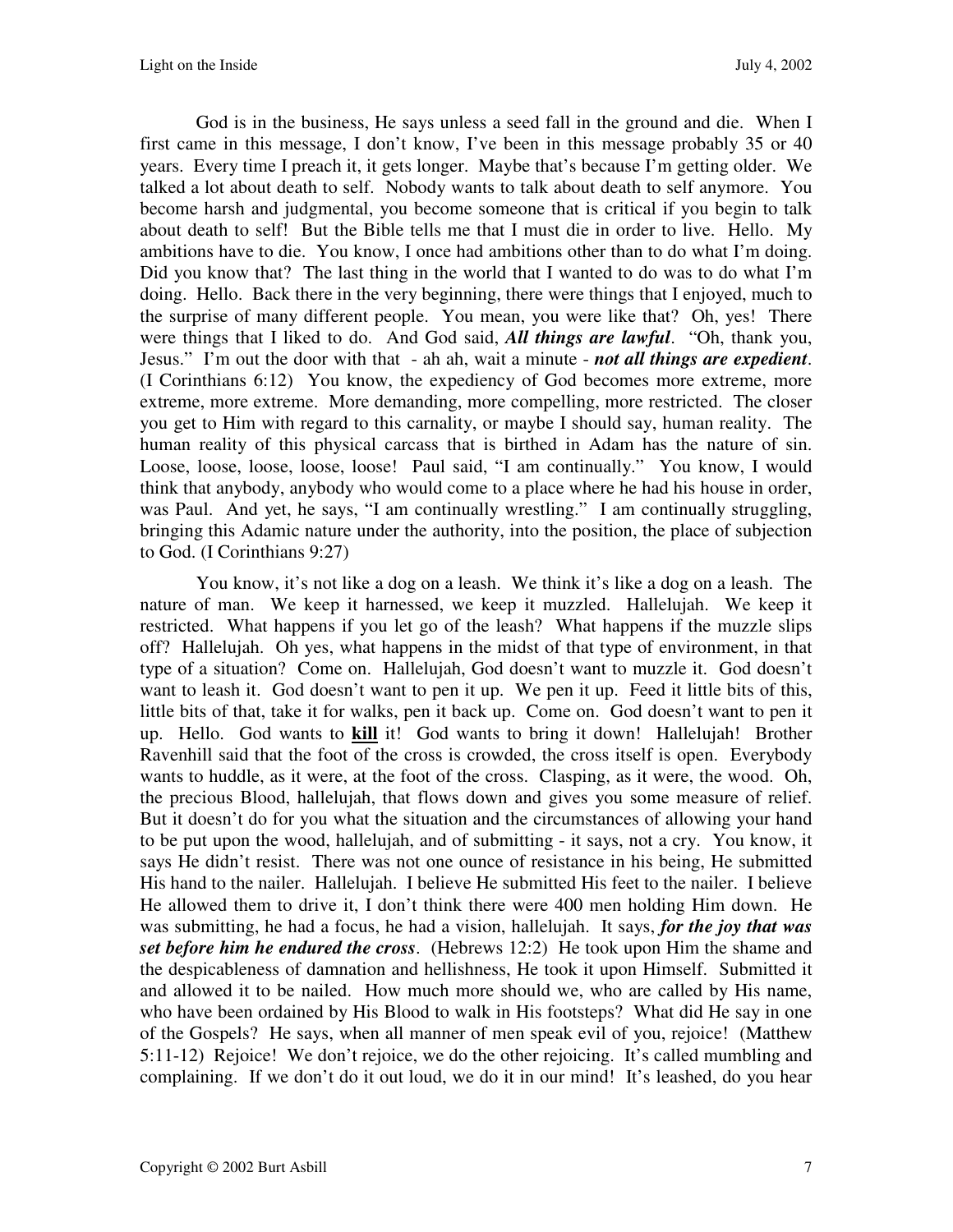God is in the business, He says unless a seed fall in the ground and die. When I first came in this message, I don't know, I've been in this message probably 35 or 40 years. Every time I preach it, it gets longer. Maybe that's because I'm getting older. We talked a lot about death to self. Nobody wants to talk about death to self anymore. You become harsh and judgmental, you become someone that is critical if you begin to talk about death to self! But the Bible tells me that I must die in order to live. Hello. My ambitions have to die. You know, I once had ambitions other than to do what I'm doing. Did you know that? The last thing in the world that I wanted to do was to do what I'm doing. Hello. Back there in the very beginning, there were things that I enjoyed, much to the surprise of many different people. You mean, you were like that? Oh, yes! There were things that I liked to do. And God said, ***All things are lawful***. "Oh, thank you, Jesus." I'm out the door with that - ah ah, wait a minute - ***not all things are expedient***. (I Corinthians 6:12) You know, the expediency of God becomes more extreme, more extreme, more extreme. More demanding, more compelling, more restricted. The closer you get to Him with regard to this carnality, or maybe I should say, human reality. The human reality of this physical carcass that is birthed in Adam has the nature of sin. Loose, loose, loose, loose, loose! Paul said, "I am continually." You know, I would think that anybody, anybody who would come to a place where he had his house in order, was Paul. And yet, he says, "I am continually wrestling." I am continually struggling, bringing this Adamic nature under the authority, into the position, the place of subjection to God. (I Corinthians 9:27)

You know, it's not like a dog on a leash. We think it's like a dog on a leash. The nature of man. We keep it harnessed, we keep it muzzled. Hallelujah. We keep it restricted. What happens if you let go of the leash? What happens if the muzzle slips off? Hallelujah. Oh yes, what happens in the midst of that type of environment, in that type of a situation? Come on. Hallelujah, God doesn't want to muzzle it. God doesn't want to leash it. God doesn't want to pen it up. We pen it up. Feed it little bits of this, little bits of that, take it for walks, pen it back up. Come on. God doesn't want to pen it up. Hello. God wants to **<u>kill</u>** it! God wants to bring it down! Hallelujah! Brother Ravenhill said that the foot of the cross is crowded, the cross itself is open. Everybody wants to huddle, as it were, at the foot of the cross. Clasping, as it were, the wood. Oh, the precious Blood, hallelujah, that flows down and gives you some measure of relief. But it doesn't do for you what the situation and the circumstances of allowing your hand to be put upon the wood, hallelujah, and of submitting - it says, not a cry. You know, it says He didn't resist. There was not one ounce of resistance in his being, He submitted His hand to the nailer. Hallelujah. I believe He submitted His feet to the nailer. I believe He allowed them to drive it, I don't think there were 400 men holding Him down. He was submitting, he had a focus, he had a vision, hallelujah. It says, ***for the joy that was set before him he endured the cross***. (Hebrews 12:2) He took upon Him the shame and the despicableness of damnation and hellishness, He took it upon Himself. Submitted it and allowed it to be nailed. How much more should we, who are called by His name, who have been ordained by His Blood to walk in His footsteps? What did He say in one of the Gospels? He says, when all manner of men speak evil of you, rejoice! (Matthew 5:11-12) Rejoice! We don't rejoice, we do the other rejoicing. It's called mumbling and complaining. If we don't do it out loud, we do it in our mind! It's leashed, do you hear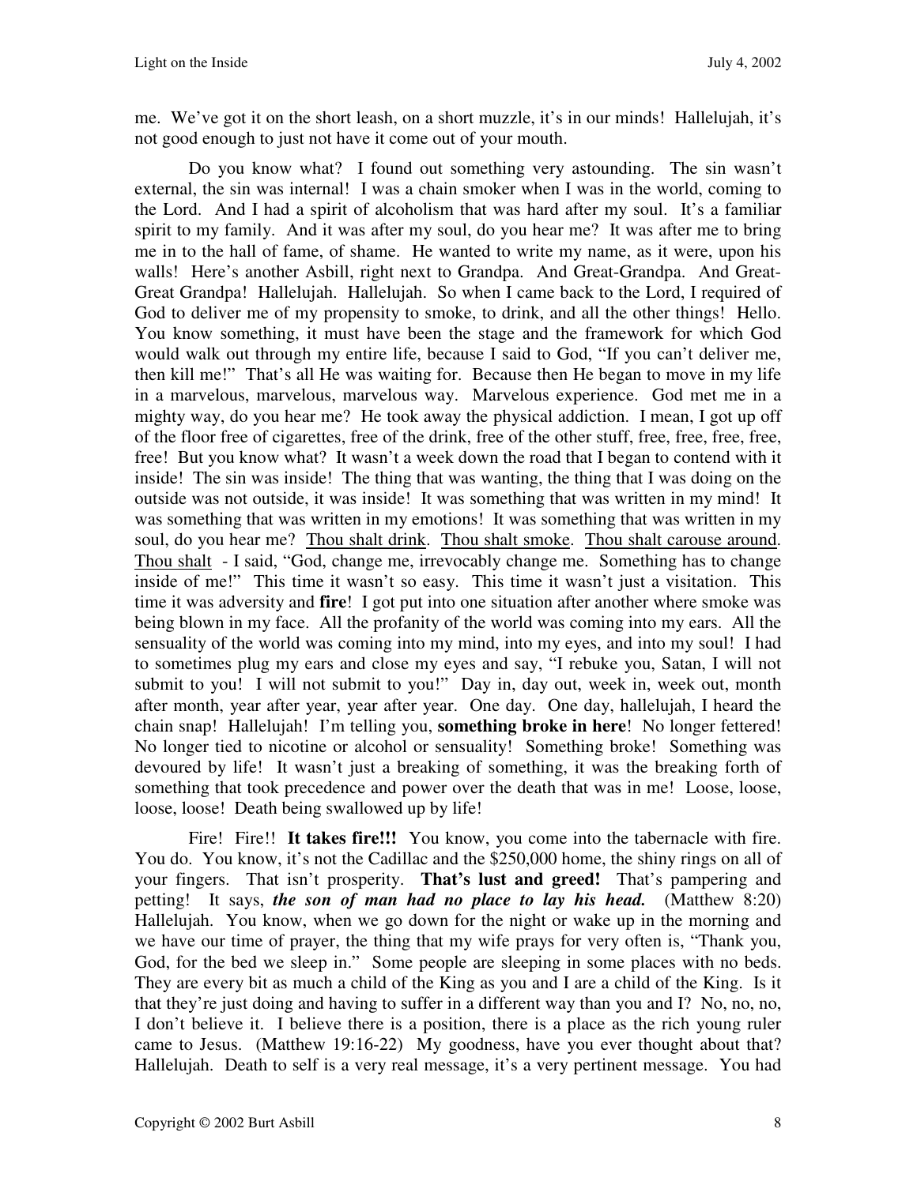me. We've got it on the short leash, on a short muzzle, it's in our minds! Hallelujah, it's not good enough to just not have it come out of your mouth.

Do you know what? I found out something very astounding. The sin wasn't external, the sin was internal! I was a chain smoker when I was in the world, coming to the Lord. And I had a spirit of alcoholism that was hard after my soul. It's a familiar spirit to my family. And it was after my soul, do you hear me? It was after me to bring me in to the hall of fame, of shame. He wanted to write my name, as it were, upon his walls! Here's another Asbill, right next to Grandpa. And Great-Grandpa. And Great-Great Grandpa! Hallelujah. Hallelujah. So when I came back to the Lord, I required of God to deliver me of my propensity to smoke, to drink, and all the other things! Hello. You know something, it must have been the stage and the framework for which God would walk out through my entire life, because I said to God, "If you can't deliver me, then kill me!" That's all He was waiting for. Because then He began to move in my life in a marvelous, marvelous, marvelous way. Marvelous experience. God met me in a mighty way, do you hear me? He took away the physical addiction. I mean, I got up off of the floor free of cigarettes, free of the drink, free of the other stuff, free, free, free, free, free! But you know what? It wasn't a week down the road that I began to contend with it inside! The sin was inside! The thing that was wanting, the thing that I was doing on the outside was not outside, it was inside! It was something that was written in my mind! It was something that was written in my emotions! It was something that was written in my soul, do you hear me? <u>Thou shalt drink</u>. <u>Thou shalt smoke</u>. <u>Thou shalt carouse around</u>. <u>Thou shalt</u> - I said, "God, change me, irrevocably change me. Something has to change inside of me!" This time it wasn't so easy. This time it wasn't just a visitation. This time it was adversity and **fire**! I got put into one situation after another where smoke was being blown in my face. All the profanity of the world was coming into my ears. All the sensuality of the world was coming into my mind, into my eyes, and into my soul! I had to sometimes plug my ears and close my eyes and say, "I rebuke you, Satan, I will not submit to you! I will not submit to you!" Day in, day out, week in, week out, month after month, year after year, year after year. One day. One day, hallelujah, I heard the chain snap! Hallelujah! I'm telling you, **something broke in here**! No longer fettered! No longer tied to nicotine or alcohol or sensuality! Something broke! Something was devoured by life! It wasn't just a breaking of something, it was the breaking forth of something that took precedence and power over the death that was in me! Loose, loose, loose, loose! Death being swallowed up by life!

Fire! Fire!! **It takes fire!!!** You know, you come into the tabernacle with fire. You do. You know, it's not the Cadillac and the $250,000 home, the shiny rings on all of your fingers. That isn't prosperity. **That's lust and greed!** That's pampering and petting! It says, ***the son of man had no place to lay his head.*** (Matthew 8:20) Hallelujah. You know, when we go down for the night or wake up in the morning and we have our time of prayer, the thing that my wife prays for very often is, "Thank you, God, for the bed we sleep in." Some people are sleeping in some places with no beds. They are every bit as much a child of the King as you and I are a child of the King. Is it that they're just doing and having to suffer in a different way than you and I? No, no, no, I don't believe it. I believe there is a position, there is a place as the rich young ruler came to Jesus. (Matthew 19:16-22) My goodness, have you ever thought about that? Hallelujah. Death to self is a very real message, it's a very pertinent message. You had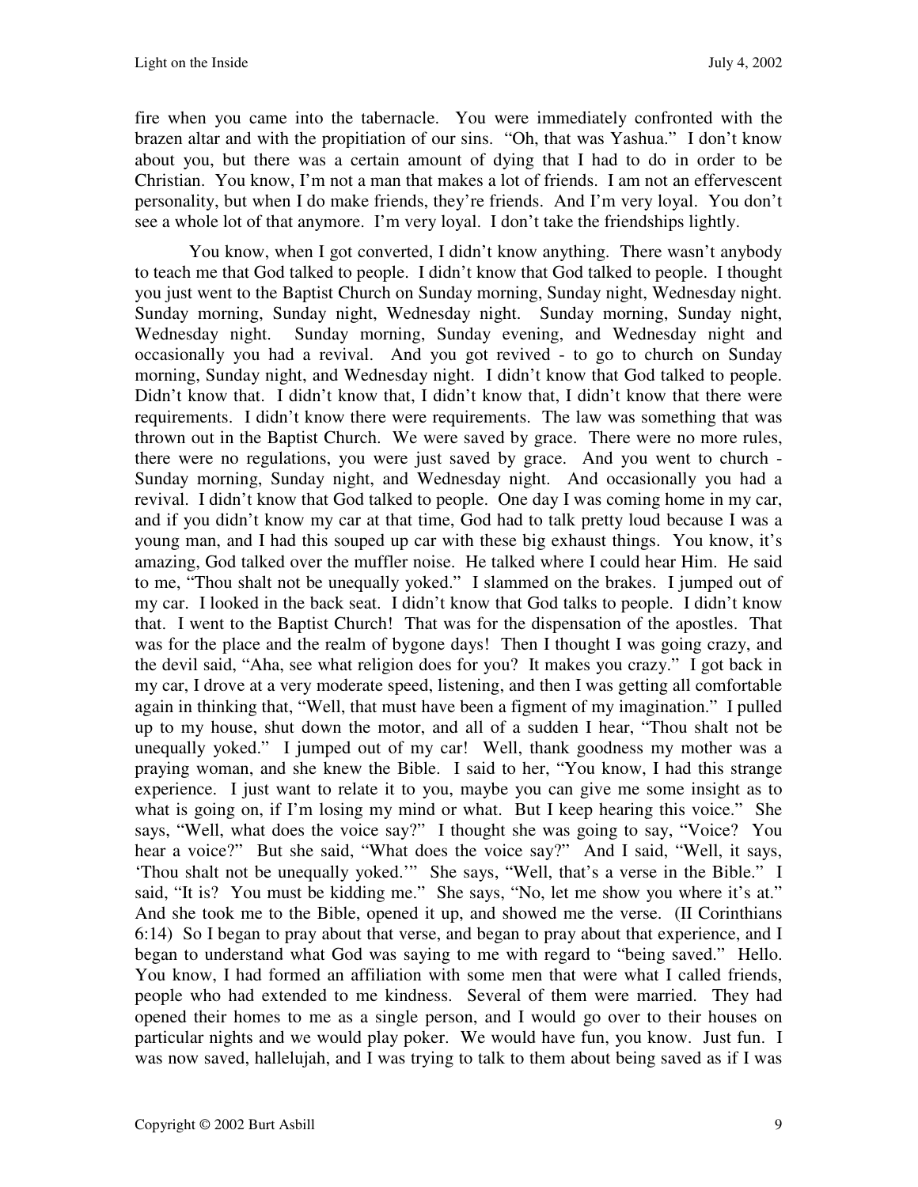fire when you came into the tabernacle. You were immediately confronted with the brazen altar and with the propitiation of our sins. "Oh, that was Yashua." I don't know about you, but there was a certain amount of dying that I had to do in order to be Christian. You know, I'm not a man that makes a lot of friends. I am not an effervescent personality, but when I do make friends, they're friends. And I'm very loyal. You don't see a whole lot of that anymore. I'm very loyal. I don't take the friendships lightly.

You know, when I got converted, I didn't know anything. There wasn't anybody to teach me that God talked to people. I didn't know that God talked to people. I thought you just went to the Baptist Church on Sunday morning, Sunday night, Wednesday night. Sunday morning, Sunday night, Wednesday night. Sunday morning, Sunday night, Wednesday night. Sunday morning, Sunday evening, and Wednesday night and occasionally you had a revival. And you got revived - to go to church on Sunday morning, Sunday night, and Wednesday night. I didn't know that God talked to people. Didn't know that. I didn't know that, I didn't know that, I didn't know that there were requirements. I didn't know there were requirements. The law was something that was thrown out in the Baptist Church. We were saved by grace. There were no more rules, there were no regulations, you were just saved by grace. And you went to church - Sunday morning, Sunday night, and Wednesday night. And occasionally you had a revival. I didn't know that God talked to people. One day I was coming home in my car, and if you didn't know my car at that time, God had to talk pretty loud because I was a young man, and I had this souped up car with these big exhaust things. You know, it's amazing, God talked over the muffler noise. He talked where I could hear Him. He said to me, "Thou shalt not be unequally yoked." I slammed on the brakes. I jumped out of my car. I looked in the back seat. I didn't know that God talks to people. I didn't know that. I went to the Baptist Church! That was for the dispensation of the apostles. That was for the place and the realm of bygone days! Then I thought I was going crazy, and the devil said, "Aha, see what religion does for you? It makes you crazy." I got back in my car, I drove at a very moderate speed, listening, and then I was getting all comfortable again in thinking that, "Well, that must have been a figment of my imagination." I pulled up to my house, shut down the motor, and all of a sudden I hear, "Thou shalt not be unequally yoked." I jumped out of my car! Well, thank goodness my mother was a praying woman, and she knew the Bible. I said to her, "You know, I had this strange experience. I just want to relate it to you, maybe you can give me some insight as to what is going on, if I'm losing my mind or what. But I keep hearing this voice." She says, "Well, what does the voice say?" I thought she was going to say, "Voice? You hear a voice?" But she said, "What does the voice say?" And I said, "Well, it says, 'Thou shalt not be unequally yoked.'" She says, "Well, that's a verse in the Bible." I said, "It is? You must be kidding me." She says, "No, let me show you where it's at." And she took me to the Bible, opened it up, and showed me the verse. (II Corinthians 6:14) So I began to pray about that verse, and began to pray about that experience, and I began to understand what God was saying to me with regard to "being saved." Hello. You know, I had formed an affiliation with some men that were what I called friends, people who had extended to me kindness. Several of them were married. They had opened their homes to me as a single person, and I would go over to their houses on particular nights and we would play poker. We would have fun, you know. Just fun. I was now saved, hallelujah, and I was trying to talk to them about being saved as if I was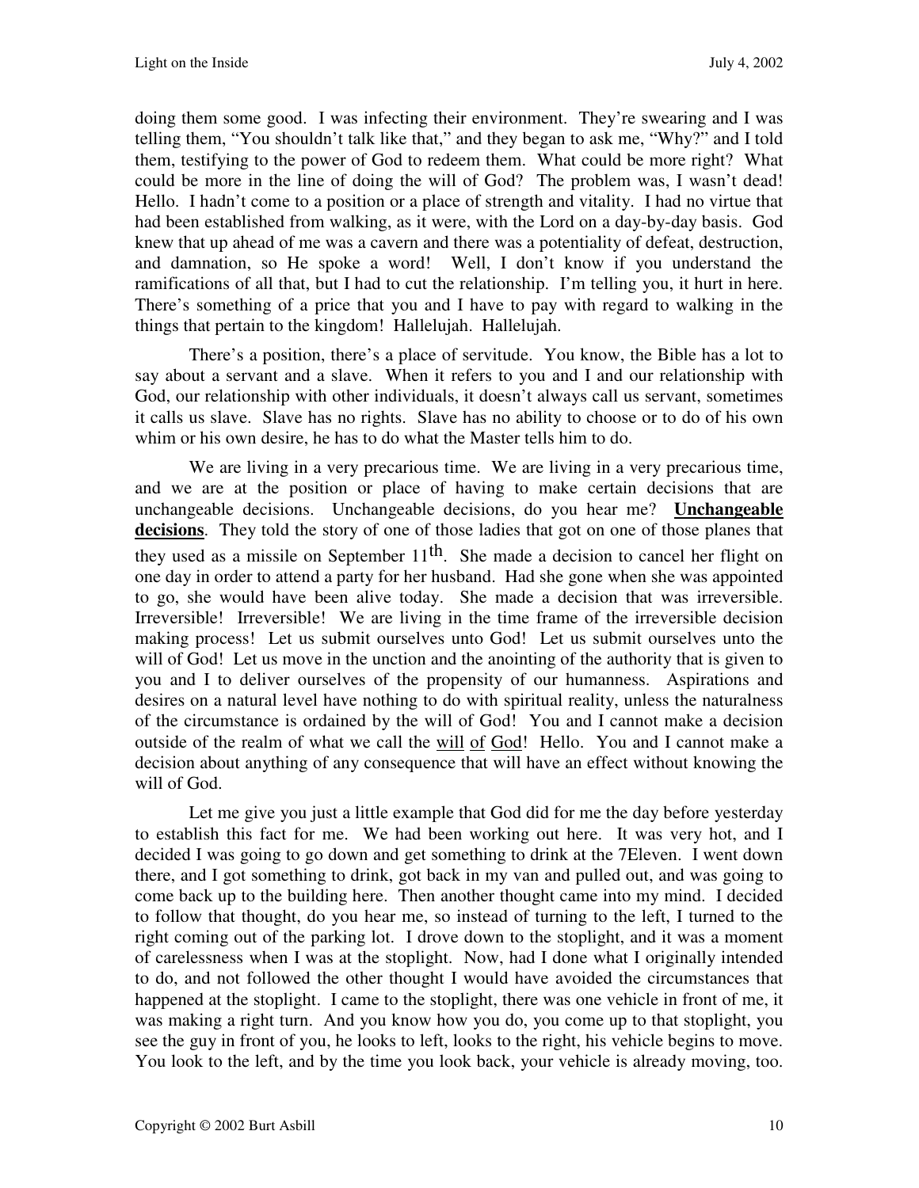doing them some good. I was infecting their environment. They're swearing and I was telling them, "You shouldn't talk like that," and they began to ask me, "Why?" and I told them, testifying to the power of God to redeem them. What could be more right? What could be more in the line of doing the will of God? The problem was, I wasn't dead! Hello. I hadn't come to a position or a place of strength and vitality. I had no virtue that had been established from walking, as it were, with the Lord on a day-by-day basis. God knew that up ahead of me was a cavern and there was a potentiality of defeat, destruction, and damnation, so He spoke a word! Well, I don't know if you understand the ramifications of all that, but I had to cut the relationship. I'm telling you, it hurt in here. There's something of a price that you and I have to pay with regard to walking in the things that pertain to the kingdom! Hallelujah. Hallelujah.

There's a position, there's a place of servitude. You know, the Bible has a lot to say about a servant and a slave. When it refers to you and I and our relationship with God, our relationship with other individuals, it doesn't always call us servant, sometimes it calls us slave. Slave has no rights. Slave has no ability to choose or to do of his own whim or his own desire, he has to do what the Master tells him to do.

We are living in a very precarious time. We are living in a very precarious time, and we are at the position or place of having to make certain decisions that are unchangeable decisions. Unchangeable decisions, do you hear me? **Unchangeable decisions**. They told the story of one of those ladies that got on one of those planes that they used as a missile on September 11th. She made a decision to cancel her flight on one day in order to attend a party for her husband. Had she gone when she was appointed to go, she would have been alive today. She made a decision that was irreversible. Irreversible! Irreversible! We are living in the time frame of the irreversible decision making process! Let us submit ourselves unto God! Let us submit ourselves unto the will of God! Let us move in the unction and the anointing of the authority that is given to you and I to deliver ourselves of the propensity of our humanness. Aspirations and desires on a natural level have nothing to do with spiritual reality, unless the naturalness of the circumstance is ordained by the will of God! You and I cannot make a decision outside of the realm of what we call the will of God! Hello. You and I cannot make a decision about anything of any consequence that will have an effect without knowing the will of God.

Let me give you just a little example that God did for me the day before yesterday to establish this fact for me. We had been working out here. It was very hot, and I decided I was going to go down and get something to drink at the 7Eleven. I went down there, and I got something to drink, got back in my van and pulled out, and was going to come back up to the building here. Then another thought came into my mind. I decided to follow that thought, do you hear me, so instead of turning to the left, I turned to the right coming out of the parking lot. I drove down to the stoplight, and it was a moment of carelessness when I was at the stoplight. Now, had I done what I originally intended to do, and not followed the other thought I would have avoided the circumstances that happened at the stoplight. I came to the stoplight, there was one vehicle in front of me, it was making a right turn. And you know how you do, you come up to that stoplight, you see the guy in front of you, he looks to left, looks to the right, his vehicle begins to move. You look to the left, and by the time you look back, your vehicle is already moving, too.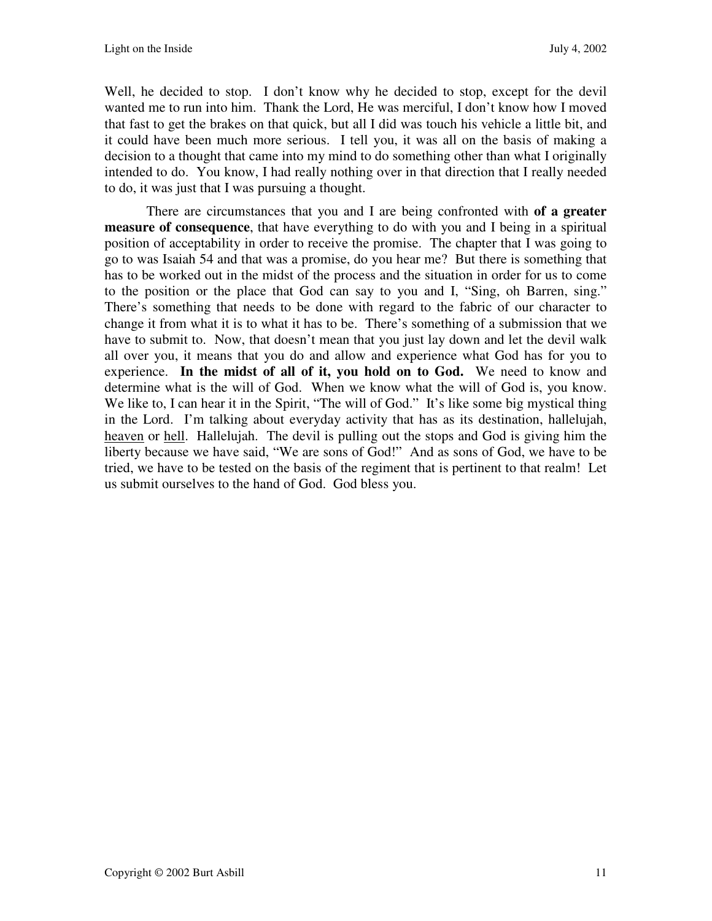Well, he decided to stop. I don't know why he decided to stop, except for the devil wanted me to run into him. Thank the Lord, He was merciful, I don't know how I moved that fast to get the brakes on that quick, but all I did was touch his vehicle a little bit, and it could have been much more serious. I tell you, it was all on the basis of making a decision to a thought that came into my mind to do something other than what I originally intended to do. You know, I had really nothing over in that direction that I really needed to do, it was just that I was pursuing a thought.

There are circumstances that you and I are being confronted with **of a greater measure of consequence**, that have everything to do with you and I being in a spiritual position of acceptability in order to receive the promise. The chapter that I was going to go to was Isaiah 54 and that was a promise, do you hear me? But there is something that has to be worked out in the midst of the process and the situation in order for us to come to the position or the place that God can say to you and I, "Sing, oh Barren, sing." There's something that needs to be done with regard to the fabric of our character to change it from what it is to what it has to be. There's something of a submission that we have to submit to. Now, that doesn't mean that you just lay down and let the devil walk all over you, it means that you do and allow and experience what God has for you to experience. **In the midst of all of it, you hold on to God.** We need to know and determine what is the will of God. When we know what the will of God is, you know. We like to, I can hear it in the Spirit, "The will of God." It's like some big mystical thing in the Lord. I'm talking about everyday activity that has as its destination, hallelujah, <u>heaven</u> or <u>hell</u>. Hallelujah. The devil is pulling out the stops and God is giving him the liberty because we have said, "We are sons of God!" And as sons of God, we have to be tried, we have to be tested on the basis of the regiment that is pertinent to that realm! Let us submit ourselves to the hand of God. God bless you.